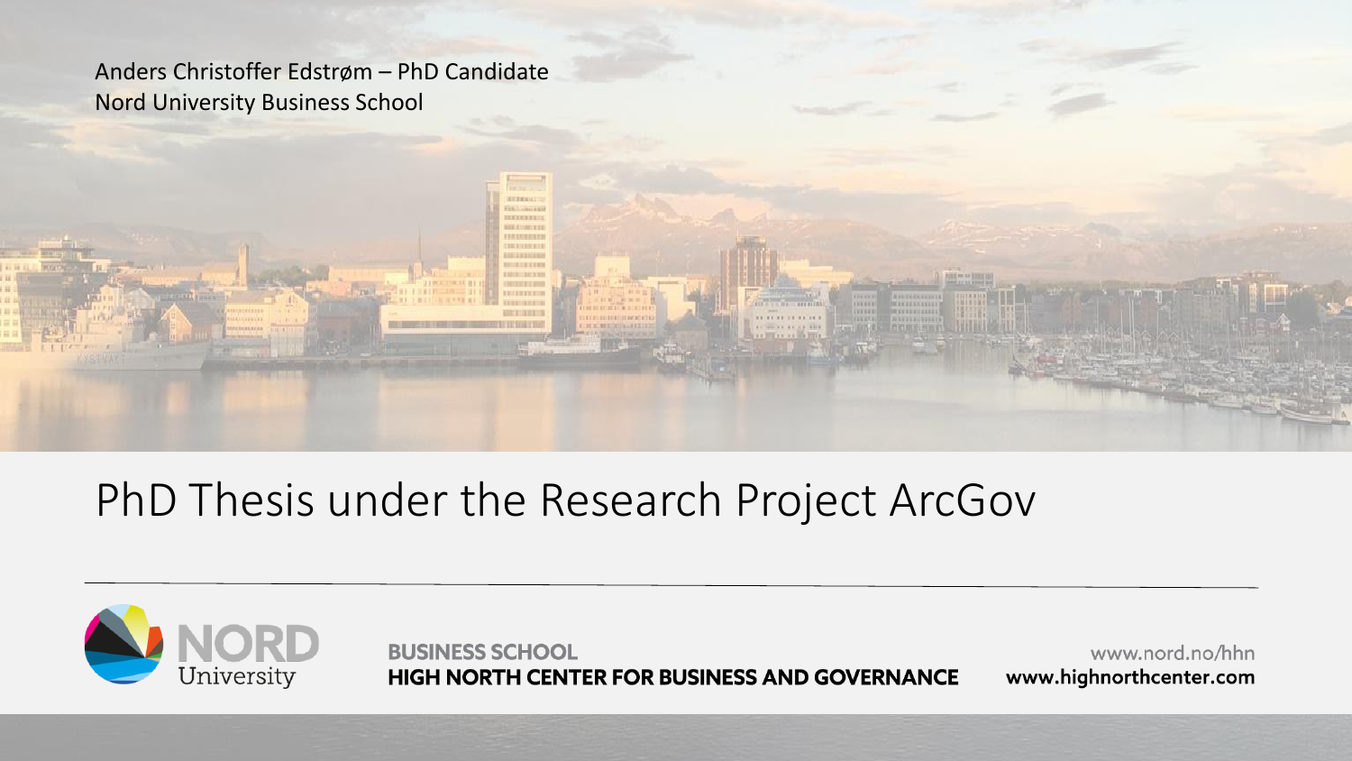Anders Christoffer Edstrøm – PhD Candidate
Nord University Business School

# PhD Thesis under the Research Project ArcGov

NORD University

BUSINESS SCHOOL
**HIGH NORTH CENTER FOR BUSINESS AND GOVERNANCE**

www.nord.no/hhn
**www.highnorthcenter.com**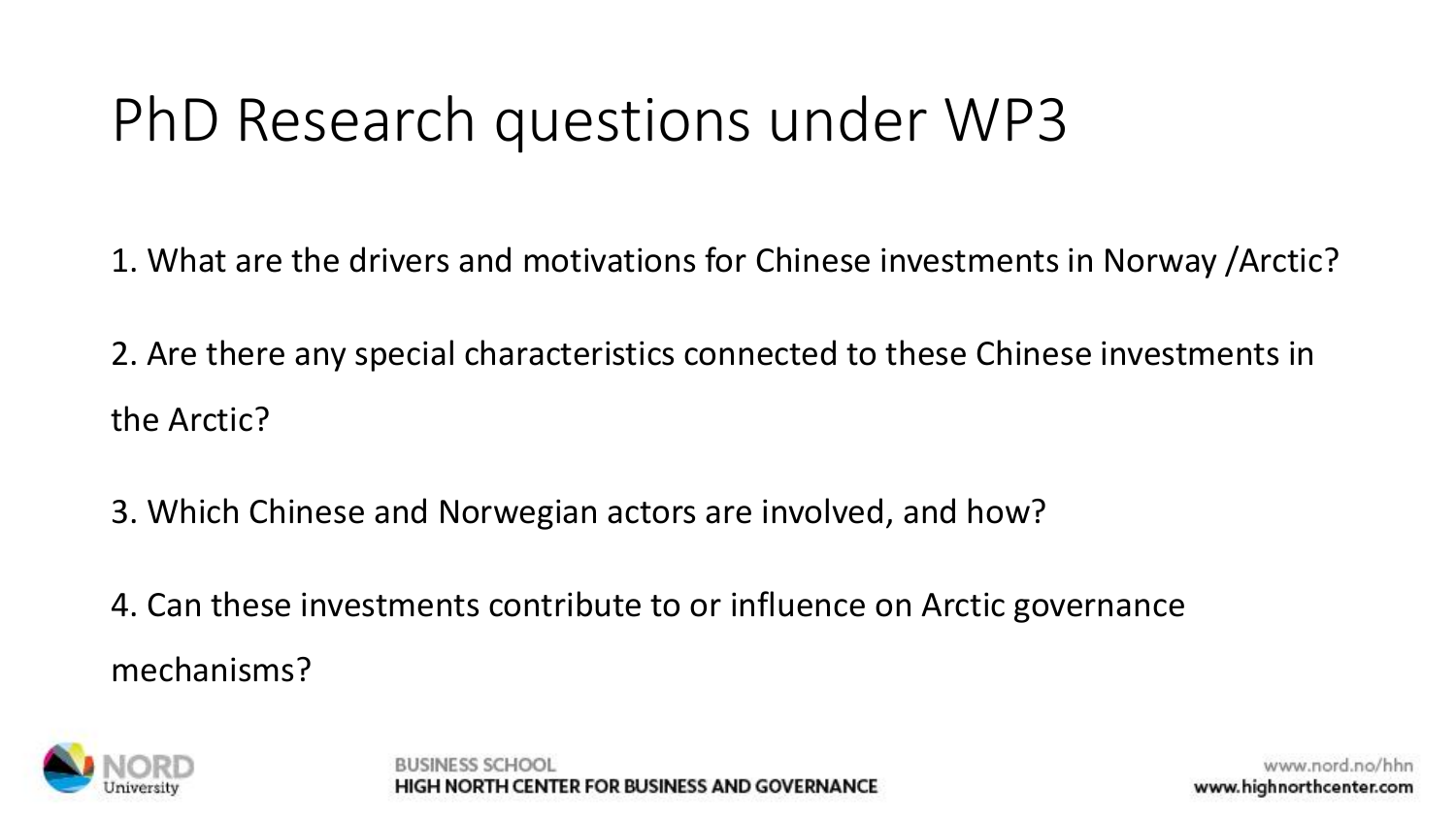# PhD Research questions under WP3

1. What are the drivers and motivations for Chinese investments in Norway /Arctic?

2. Are there any special characteristics connected to these Chinese investments in the Arctic?

3. Which Chinese and Norwegian actors are involved, and how?

4. Can these investments contribute to or influence on Arctic governance mechanisms?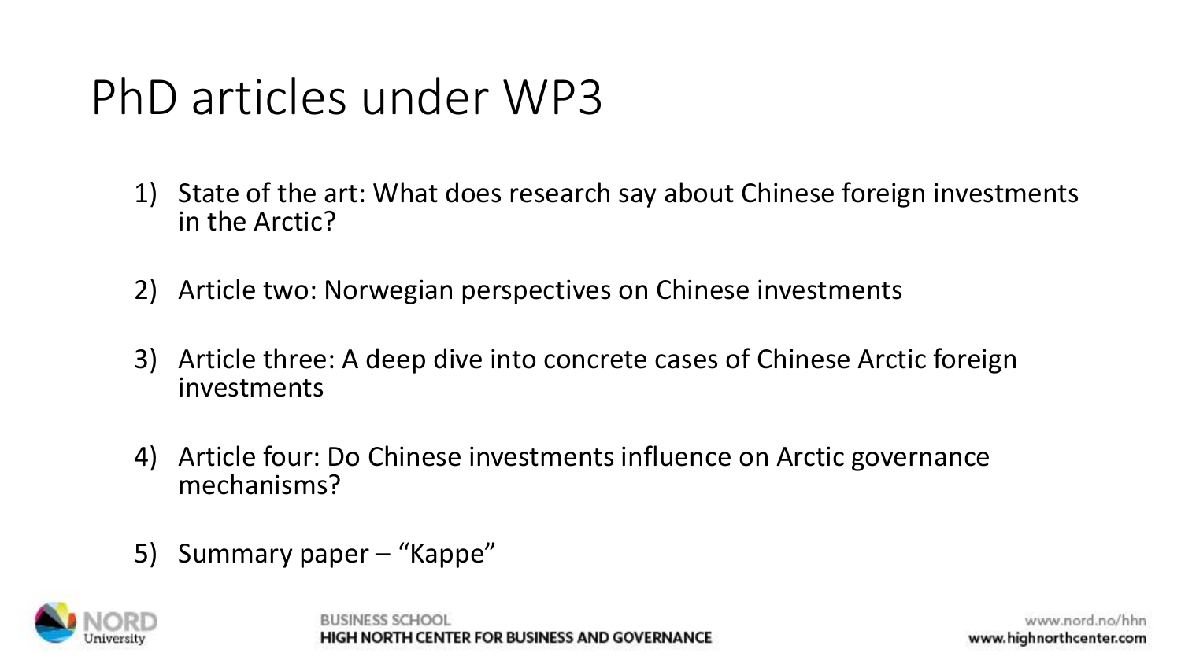# PhD articles under WP3

1) State of the art: What does research say about Chinese foreign investments in the Arctic?

2) Article two: Norwegian perspectives on Chinese investments

3) Article three: A deep dive into concrete cases of Chinese Arctic foreign investments

4) Article four: Do Chinese investments influence on Arctic governance mechanisms?

5) Summary paper – "Kappe"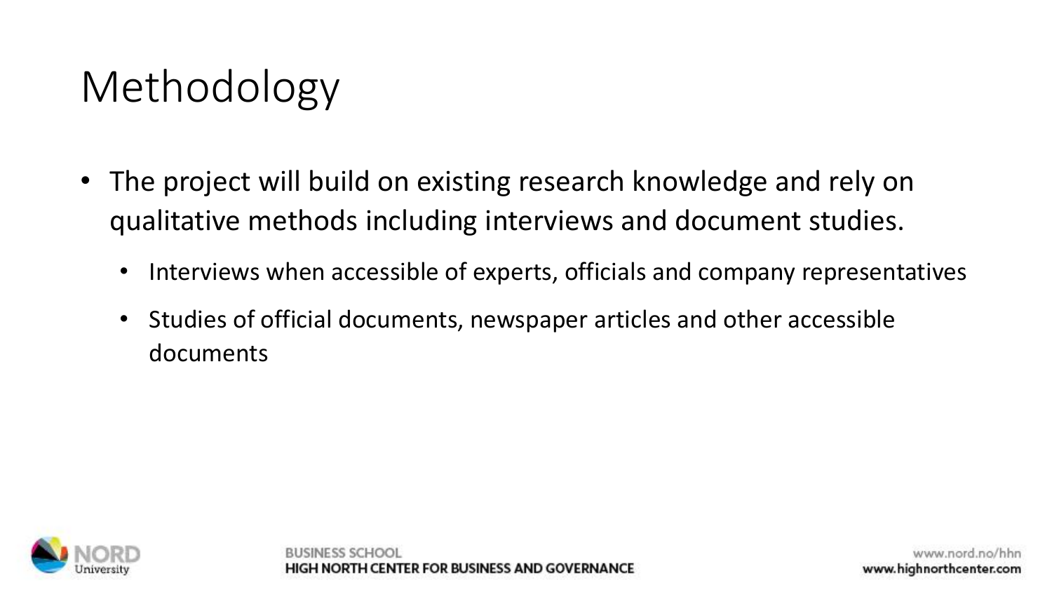# Methodology

- The project will build on existing research knowledge and rely on qualitative methods including interviews and document studies.
  - Interviews when accessible of experts, officials and company representatives
  - Studies of official documents, newspaper articles and other accessible documents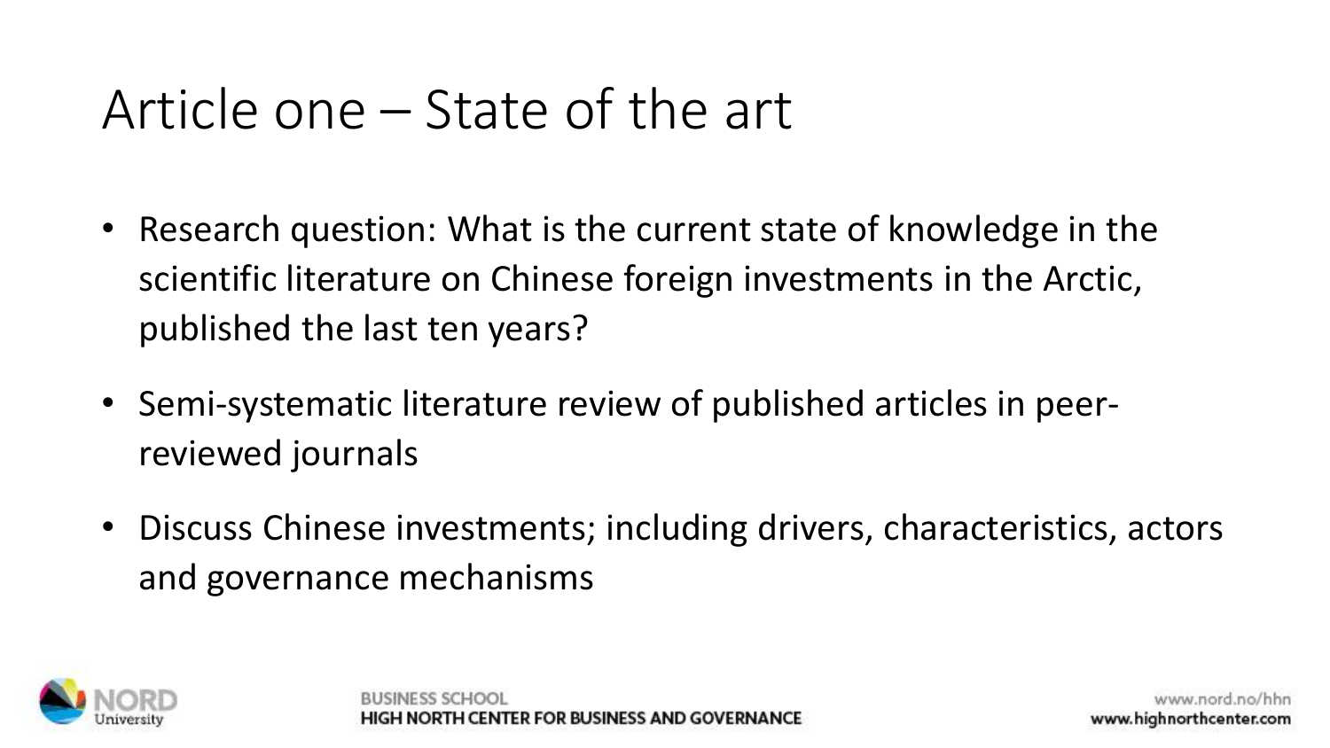# Article one – State of the art

- Research question: What is the current state of knowledge in the scientific literature on Chinese foreign investments in the Arctic, published the last ten years?
- Semi-systematic literature review of published articles in peer-reviewed journals
- Discuss Chinese investments; including drivers, characteristics, actors and governance mechanisms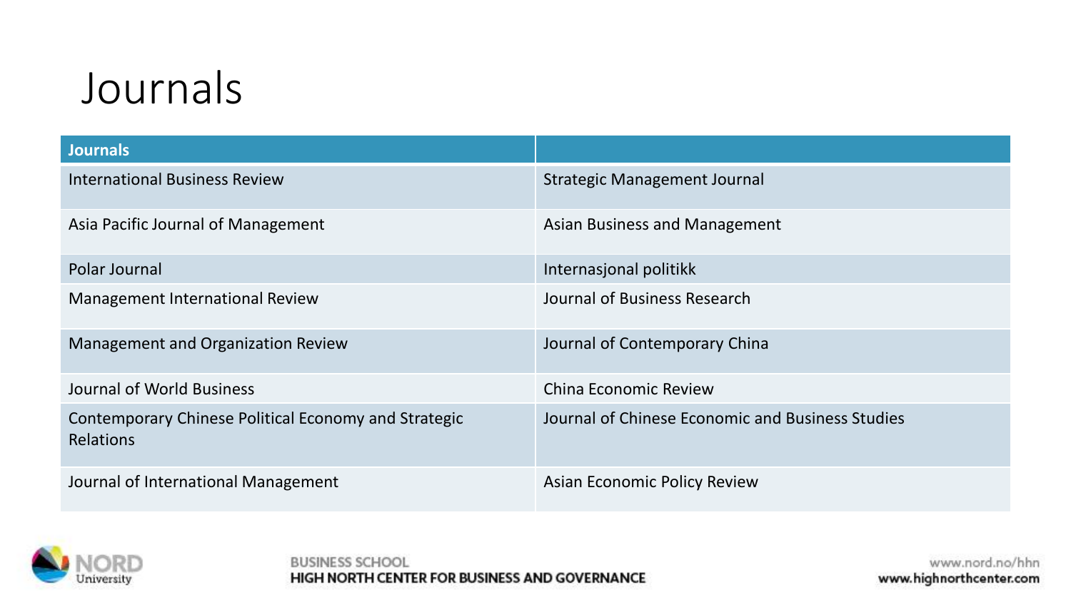# Journals

| Journals | |
|---|---|
| International Business Review | Strategic Management Journal |
| Asia Pacific Journal of Management | Asian Business and Management |
| Polar Journal | Internasjonal politikk |
| Management International Review | Journal of Business Research |
| Management and Organization Review | Journal of Contemporary China |
| Journal of World Business | China Economic Review |
| Contemporary Chinese Political Economy and Strategic Relations | Journal of Chinese Economic and Business Studies |
| Journal of International Management | Asian Economic Policy Review |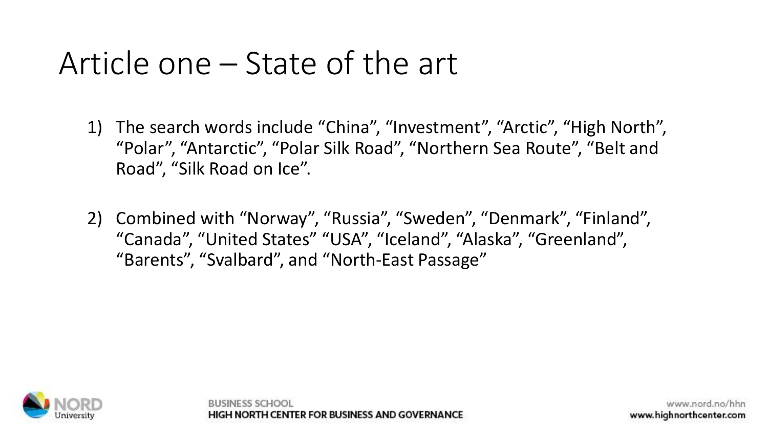# Article one – State of the art

1) The search words include "China", "Investment", "Arctic", "High North", "Polar", "Antarctic", "Polar Silk Road", "Northern Sea Route", "Belt and Road", "Silk Road on Ice".

2) Combined with "Norway", "Russia", "Sweden", "Denmark", "Finland", "Canada", "United States" "USA", "Iceland", "Alaska", "Greenland", "Barents", "Svalbard", and "North-East Passage"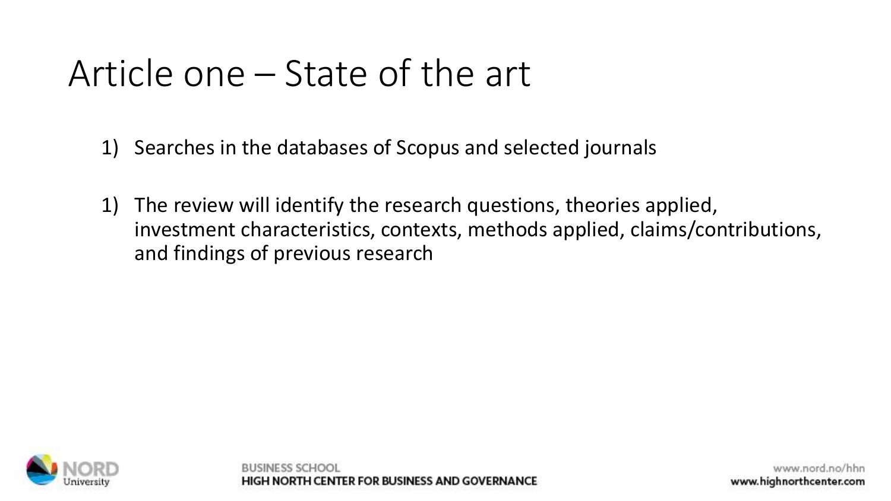# Article one – State of the art

1) Searches in the databases of Scopus and selected journals

1) The review will identify the research questions, theories applied, investment characteristics, contexts, methods applied, claims/contributions, and findings of previous research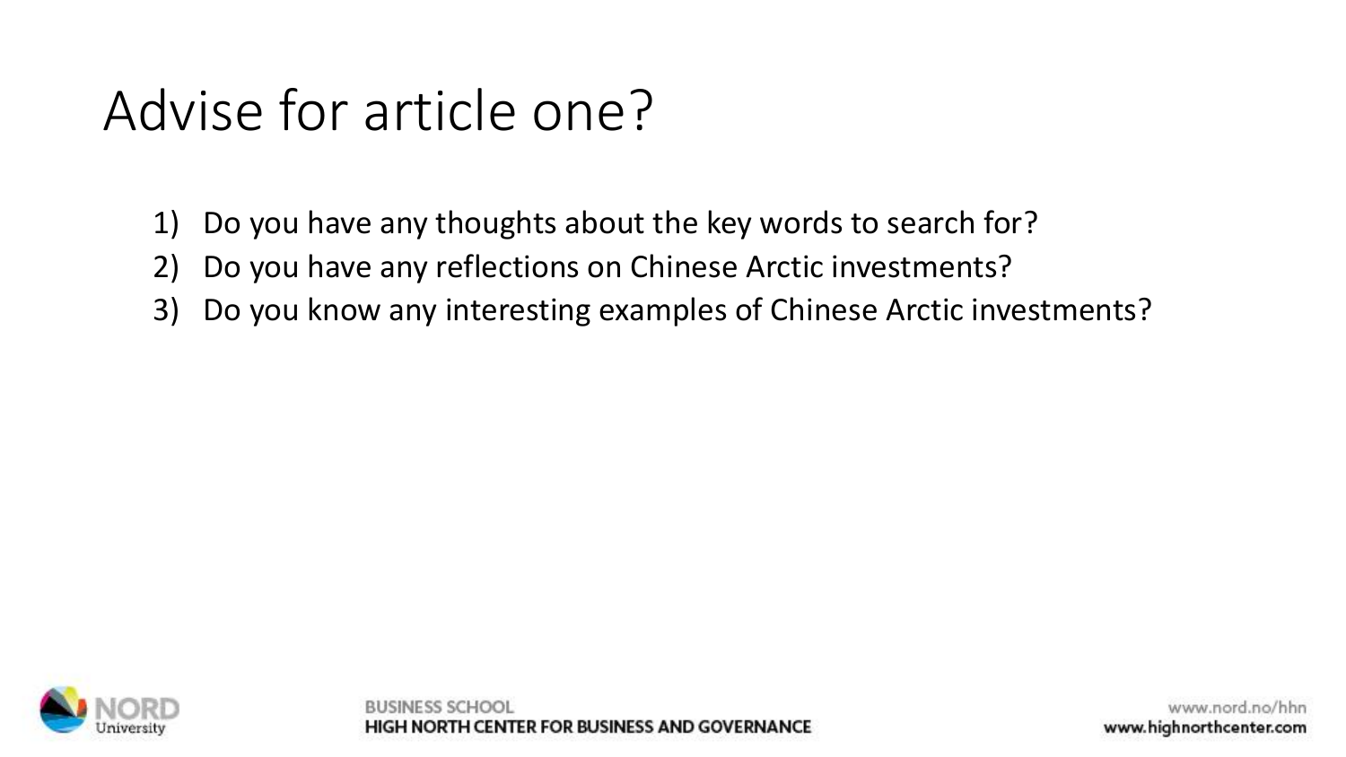# Advise for article one?

1) Do you have any thoughts about the key words to search for?
2) Do you have any reflections on Chinese Arctic investments?
3) Do you know any interesting examples of Chinese Arctic investments?